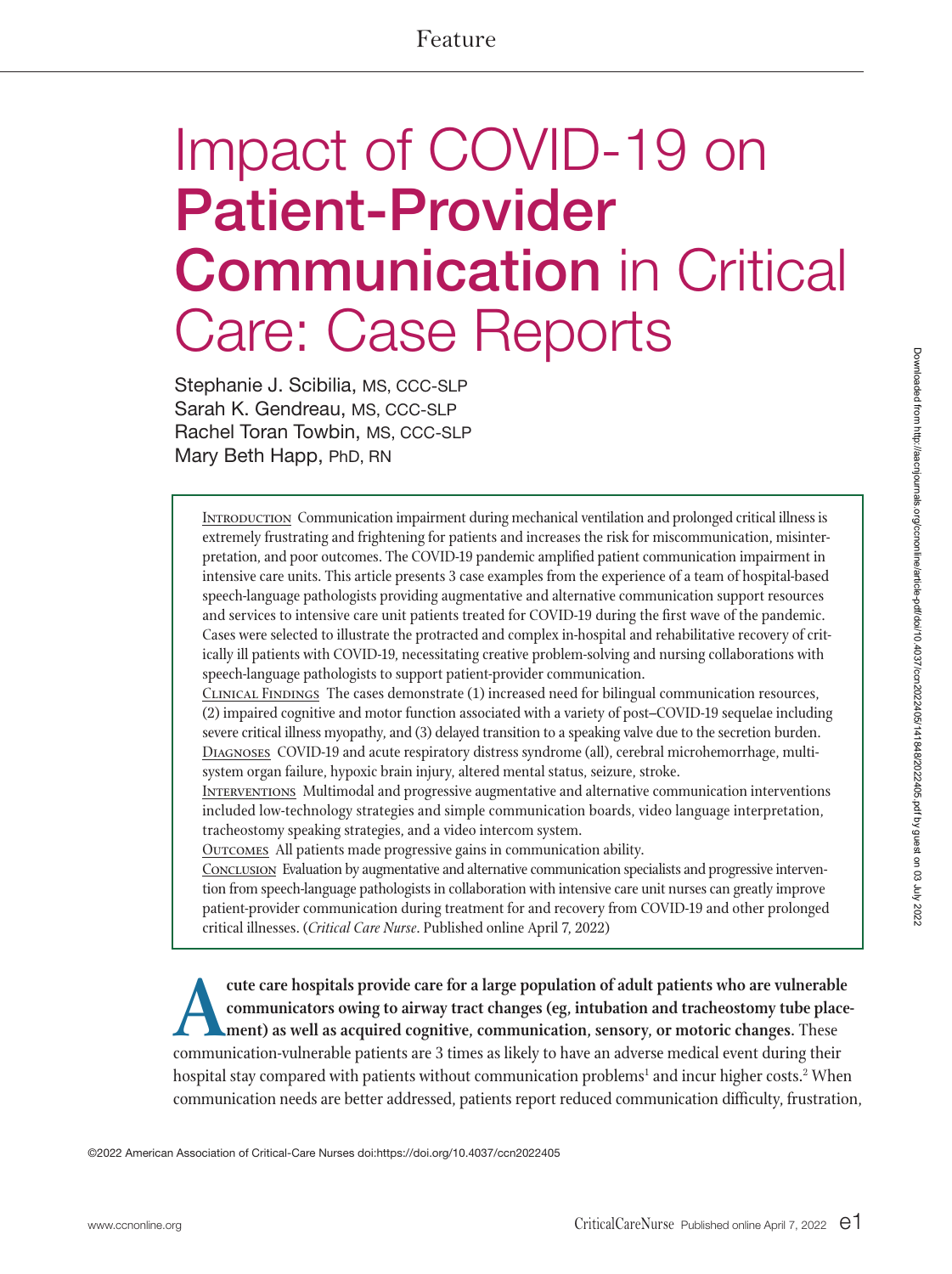Feature

# Impact of COVID-19 on **Patient-Provider Communication** in Critical Care: Case Reports

Stephanie J. Scibilia, MS, CCC-SLP
Sarah K. Gendreau, MS, CCC-SLP
Rachel Toran Towbin, MS, CCC-SLP
Mary Beth Happ, PhD, RN

INTRODUCTION Communication impairment during mechanical ventilation and prolonged critical illness is extremely frustrating and frightening for patients and increases the risk for miscommunication, misinterpretation, and poor outcomes. The COVID-19 pandemic amplified patient communication impairment in intensive care units. This article presents 3 case examples from the experience of a team of hospital-based speech-language pathologists providing augmentative and alternative communication support resources and services to intensive care unit patients treated for COVID-19 during the first wave of the pandemic. Cases were selected to illustrate the protracted and complex in-hospital and rehabilitative recovery of critically ill patients with COVID-19, necessitating creative problem-solving and nursing collaborations with speech-language pathologists to support patient-provider communication.

CLINICAL FINDINGS The cases demonstrate (1) increased need for bilingual communication resources, (2) impaired cognitive and motor function associated with a variety of post–COVID-19 sequelae including severe critical illness myopathy, and (3) delayed transition to a speaking valve due to the secretion burden.

DIAGNOSES COVID-19 and acute respiratory distress syndrome (all), cerebral microhemorrhage, multisystem organ failure, hypoxic brain injury, altered mental status, seizure, stroke.

INTERVENTIONS Multimodal and progressive augmentative and alternative communication interventions included low-technology strategies and simple communication boards, video language interpretation, tracheostomy speaking strategies, and a video intercom system.

OUTCOMES All patients made progressive gains in communication ability.

CONCLUSION Evaluation by augmentative and alternative communication specialists and progressive intervention from speech-language pathologists in collaboration with intensive care unit nurses can greatly improve patient-provider communication during treatment for and recovery from COVID-19 and other prolonged critical illnesses. (*Critical Care Nurse*. Published online April 7, 2022)

**Acute care hospitals provide care for a large population of adult patients who are vulnerable communicators owing to airway tract changes (eg, intubation and tracheostomy tube placement) as well as acquired cognitive, communication, sensory, or motoric changes.** These communication-vulnerable patients are 3 times as likely to have an adverse medical event during their hospital stay compared with patients without communication problems[1] and incur higher costs.[2] When communication needs are better addressed, patients report reduced communication difficulty, frustration,

©2022 American Association of Critical-Care Nurses doi:https://doi.org/10.4037/ccn2022405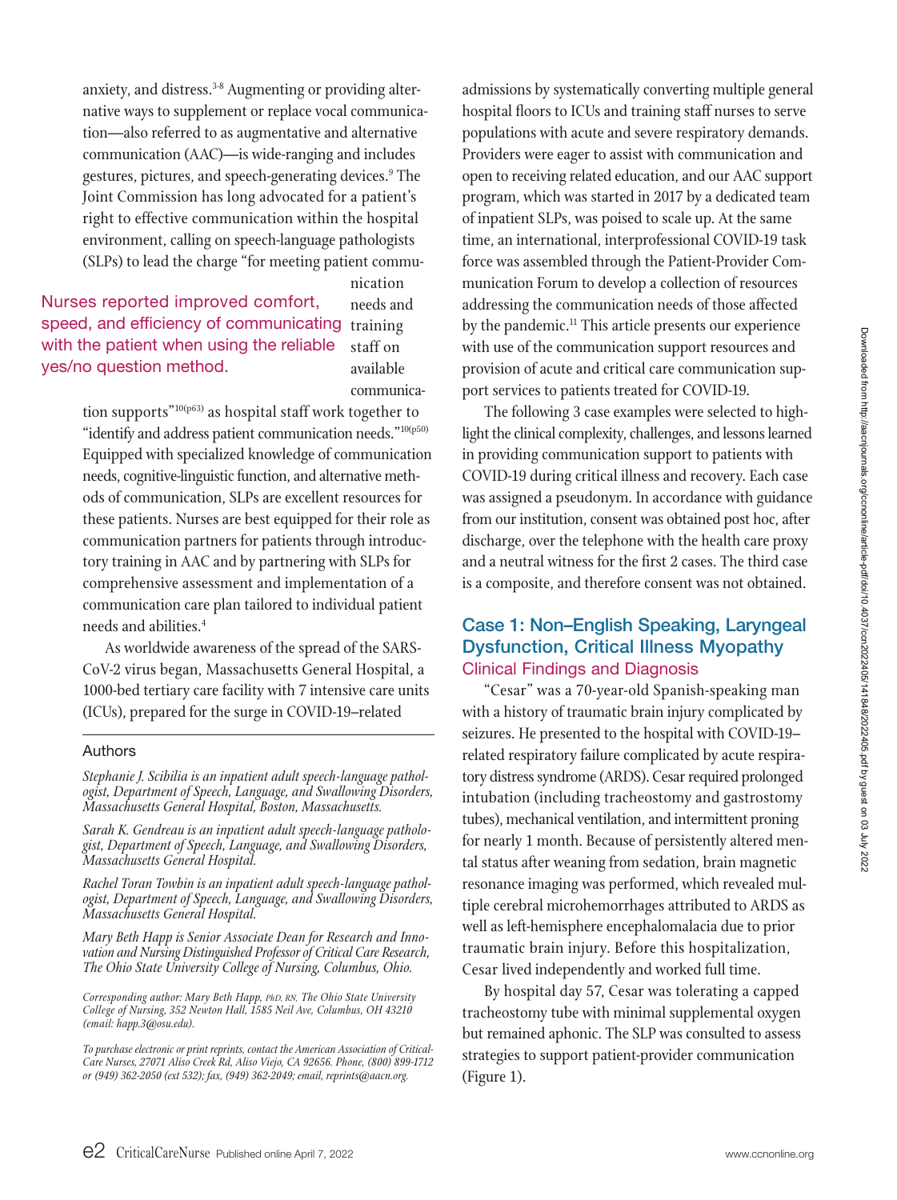anxiety, and distress.[3-8] Augmenting or providing alternative ways to supplement or replace vocal communication—also referred to as augmentative and alternative communication (AAC)—is wide-ranging and includes gestures, pictures, and speech-generating devices.[9] The Joint Commission has long advocated for a patient's right to effective communication within the hospital environment, calling on speech-language pathologists (SLPs) to lead the charge "for meeting patient communication needs and training staff on available communication supports"[10(p63)] as hospital staff work together to "identify and address patient communication needs."[10(p50)] Equipped with specialized knowledge of communication needs, cognitive-linguistic function, and alternative methods of communication, SLPs are excellent resources for these patients. Nurses are best equipped for their role as communication partners for patients through introductory training in AAC and by partnering with SLPs for comprehensive assessment and implementation of a communication care plan tailored to individual patient needs and abilities.[4]

> Nurses reported improved comfort, speed, and efficiency of communicating with the patient when using the reliable yes/no question method.

As worldwide awareness of the spread of the SARS-CoV-2 virus began, Massachusetts General Hospital, a 1000-bed tertiary care facility with 7 intensive care units (ICUs), prepared for the surge in COVID-19–related admissions by systematically converting multiple general hospital floors to ICUs and training staff nurses to serve populations with acute and severe respiratory demands. Providers were eager to assist with communication and open to receiving related education, and our AAC support program, which was started in 2017 by a dedicated team of inpatient SLPs, was poised to scale up. At the same time, an international, interprofessional COVID-19 task force was assembled through the Patient-Provider Communication Forum to develop a collection of resources addressing the communication needs of those affected by the pandemic.[11] This article presents our experience with use of the communication support resources and provision of acute and critical care communication support services to patients treated for COVID-19.

The following 3 case examples were selected to highlight the clinical complexity, challenges, and lessons learned in providing communication support to patients with COVID-19 during critical illness and recovery. Each case was assigned a pseudonym. In accordance with guidance from our institution, consent was obtained post hoc, after discharge, over the telephone with the health care proxy and a neutral witness for the first 2 cases. The third case is a composite, and therefore consent was not obtained.

## Case 1: Non–English Speaking, Laryngeal Dysfunction, Critical Illness Myopathy

### Clinical Findings and Diagnosis

"Cesar" was a 70-year-old Spanish-speaking man with a history of traumatic brain injury complicated by seizures. He presented to the hospital with COVID-19–related respiratory failure complicated by acute respiratory distress syndrome (ARDS). Cesar required prolonged intubation (including tracheostomy and gastrostomy tubes), mechanical ventilation, and intermittent proning for nearly 1 month. Because of persistently altered mental status after weaning from sedation, brain magnetic resonance imaging was performed, which revealed multiple cerebral microhemorrhages attributed to ARDS as well as left-hemisphere encephalomalacia due to prior traumatic brain injury. Before this hospitalization, Cesar lived independently and worked full time.

By hospital day 57, Cesar was tolerating a capped tracheostomy tube with minimal supplemental oxygen but remained aphonic. The SLP was consulted to assess strategies to support patient-provider communication (Figure 1).

### Authors

*Stephanie J. Scibilia is an inpatient adult speech-language pathologist, Department of Speech, Language, and Swallowing Disorders, Massachusetts General Hospital, Boston, Massachusetts.*

*Sarah K. Gendreau is an inpatient adult speech-language pathologist, Department of Speech, Language, and Swallowing Disorders, Massachusetts General Hospital.*

*Rachel Toran Towbin is an inpatient adult speech-language pathologist, Department of Speech, Language, and Swallowing Disorders, Massachusetts General Hospital.*

*Mary Beth Happ is Senior Associate Dean for Research and Innovation and Nursing Distinguished Professor of Critical Care Research, The Ohio State University College of Nursing, Columbus, Ohio.*

*Corresponding author: Mary Beth Happ, PhD, RN, The Ohio State University College of Nursing, 352 Newton Hall, 1585 Neil Ave, Columbus, OH 43210 (email: happ.3@osu.edu).*

*To purchase electronic or print reprints, contact the American Association of Critical-Care Nurses, 27071 Aliso Creek Rd, Aliso Viejo, CA 92656. Phone, (800) 899-1712 or (949) 362-2050 (ext 532); fax, (949) 362-2049; email, reprints@aacn.org.*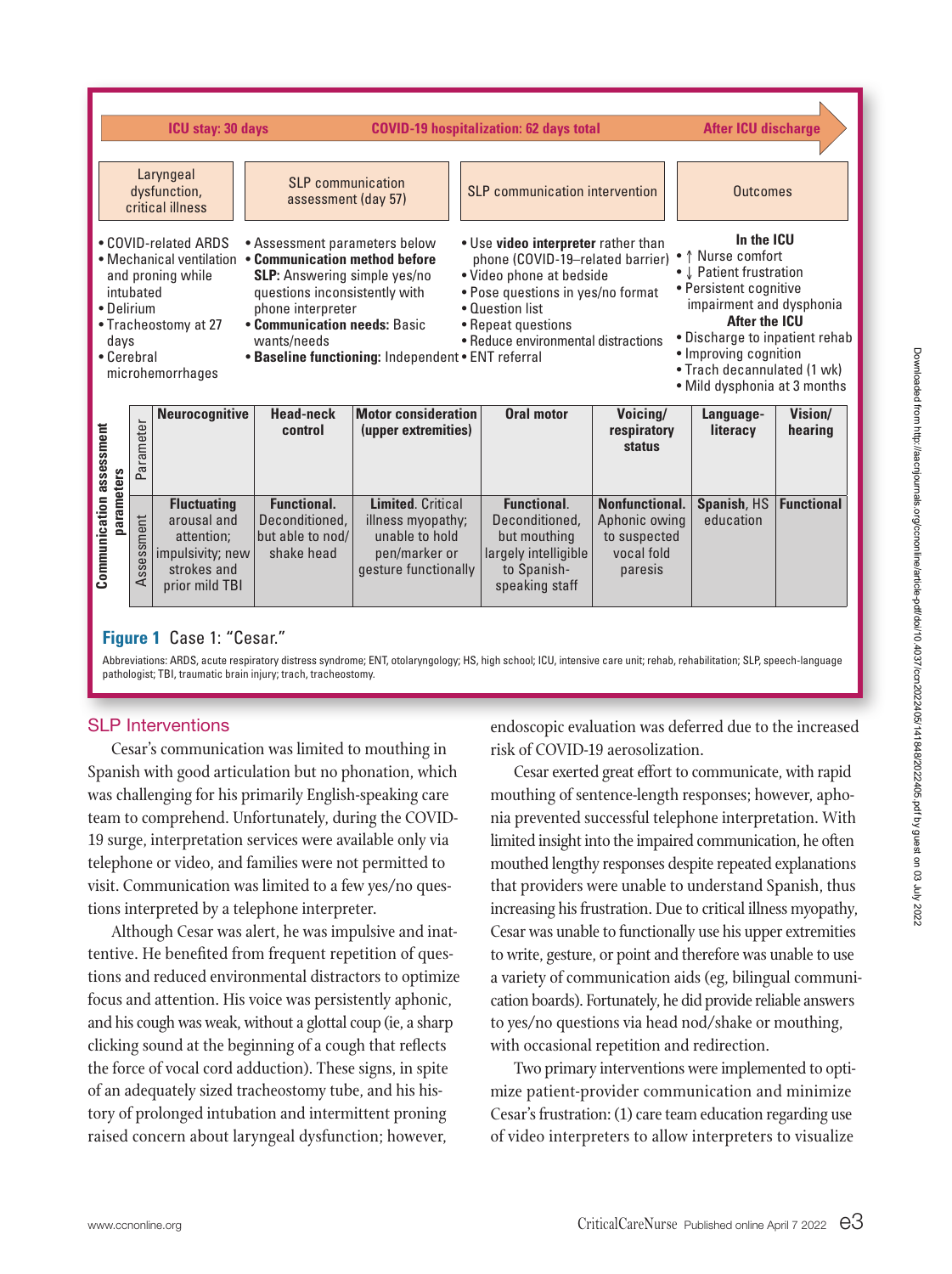**ICU stay: 30 days** | **COVID-19 hospitalization: 62 days total** | **After ICU discharge**

| Laryngeal dysfunction, critical illness | SLP communication assessment (day 57) | SLP communication intervention | Outcomes |
|---|---|---|---|
| • COVID-related ARDS<br>• Mechanical ventilation and proning while intubated<br>• Delirium<br>• Tracheostomy at 27 days<br>• Cerebral microhemorrhages | • Assessment parameters below<br>• **Communication method before SLP:** Answering simple yes/no questions inconsistently with phone interpreter<br>• **Communication needs:** Basic wants/needs<br>• **Baseline functioning:** Independent | • Use **video interpreter** rather than phone (COVID-19–related barrier)<br>• Video phone at bedside<br>• Pose questions in yes/no format<br>• Question list<br>• Repeat questions<br>• Reduce environmental distractions<br>• ENT referral | **In the ICU**<br>• ↑ Nurse comfort<br>• ↓ Patient frustration<br>• Persistent cognitive impairment and dysphonia<br>**After the ICU**<br>• Discharge to inpatient rehab<br>• Improving cognition<br>• Trach decannulated (1 wk)<br>• Mild dysphonia at 3 months |

**Communication assessment parameters**

| | Neurocognitive | Head-neck control | Motor consideration (upper extremities) | Oral motor | Voicing/ respiratory status | Language-literacy | Vision/ hearing |
|---|---|---|---|---|---|---|---|
| Assessment | **Fluctuating** arousal and attention; impulsivity; new strokes and prior mild TBI | **Functional.** Deconditioned, but able to nod/ shake head | **Limited**. Critical illness myopathy; unable to hold pen/marker or gesture functionally | **Functional**. Deconditioned, but mouthing largely intelligible to Spanish-speaking staff | **Nonfunctional.** Aphonic owing to suspected vocal fold paresis | **Spanish**, HS education | **Functional** |

**Figure 1** Case 1: "Cesar."

Abbreviations: ARDS, acute respiratory distress syndrome; ENT, otolaryngology; HS, high school; ICU, intensive care unit; rehab, rehabilitation; SLP, speech-language pathologist; TBI, traumatic brain injury; trach, tracheostomy.

## SLP Interventions

Cesar's communication was limited to mouthing in Spanish with good articulation but no phonation, which was challenging for his primarily English-speaking care team to comprehend. Unfortunately, during the COVID-19 surge, interpretation services were available only via telephone or video, and families were not permitted to visit. Communication was limited to a few yes/no questions interpreted by a telephone interpreter.

Although Cesar was alert, he was impulsive and inattentive. He benefited from frequent repetition of questions and reduced environmental distractors to optimize focus and attention. His voice was persistently aphonic, and his cough was weak, without a glottal coup (ie, a sharp clicking sound at the beginning of a cough that reflects the force of vocal cord adduction). These signs, in spite of an adequately sized tracheostomy tube, and his history of prolonged intubation and intermittent proning raised concern about laryngeal dysfunction; however, endoscopic evaluation was deferred due to the increased risk of COVID-19 aerosolization.

Cesar exerted great effort to communicate, with rapid mouthing of sentence-length responses; however, aphonia prevented successful telephone interpretation. With limited insight into the impaired communication, he often mouthed lengthy responses despite repeated explanations that providers were unable to understand Spanish, thus increasing his frustration. Due to critical illness myopathy, Cesar was unable to functionally use his upper extremities to write, gesture, or point and therefore was unable to use a variety of communication aids (eg, bilingual communication boards). Fortunately, he did provide reliable answers to yes/no questions via head nod/shake or mouthing, with occasional repetition and redirection.

Two primary interventions were implemented to optimize patient-provider communication and minimize Cesar's frustration: (1) care team education regarding use of video interpreters to allow interpreters to visualize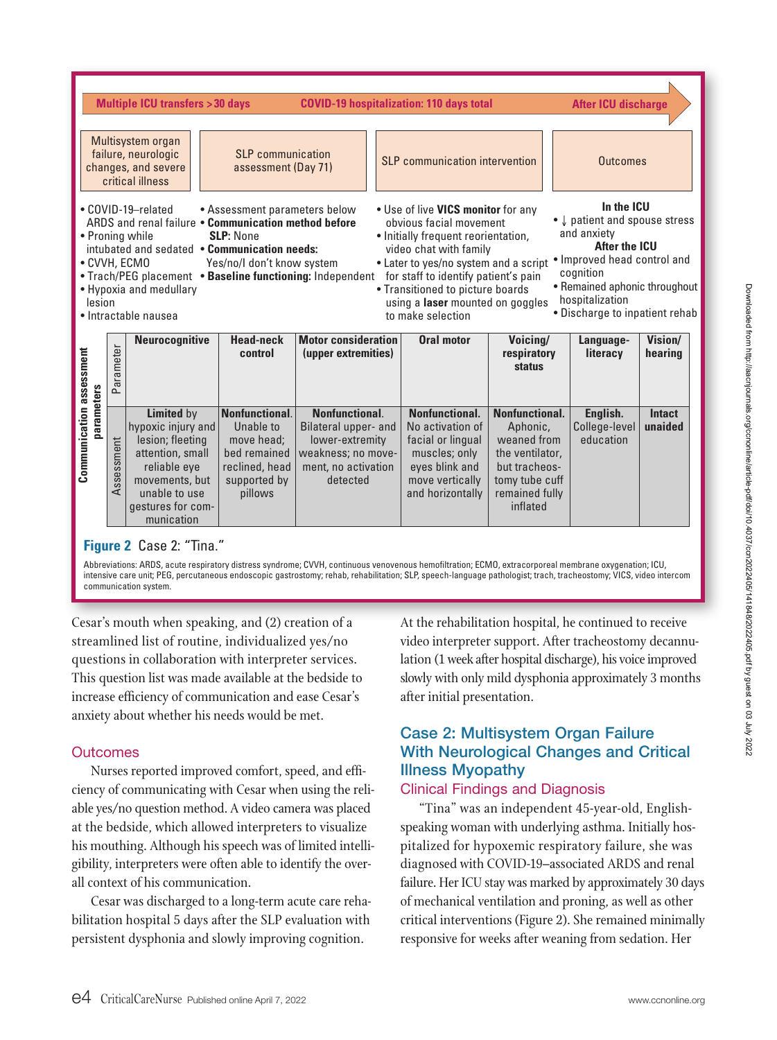| Multiple ICU transfers >30 days | COVID-19 hospitalization: 110 days total | | After ICU discharge |
|---|---|---|---|
| Multisystem organ failure, neurologic changes, and severe critical illness | SLP communication assessment (Day 71) | SLP communication intervention | Outcomes |
| • COVID-19–related ARDS and renal failure<br>• Proning while intubated and sedated<br>• CVVH, ECMO<br>• Trach/PEG placement<br>• Hypoxia and medullary lesion<br>• Intractable nausea | • Assessment parameters below<br>• **Communication method before SLP:** None<br>• **Communication needs:** Yes/no/I don't know system<br>• **Baseline functioning:** Independent | • Use of live **VICS monitor** for any obvious facial movement<br>• Initially frequent reorientation, video chat with family<br>• Later to yes/no system and a script for staff to identify patient's pain<br>• Transitioned to picture boards using a **laser** mounted on goggles to make selection | **In the ICU**<br>• ↓ patient and spouse stress and anxiety<br>**After the ICU**<br>• Improved head control and cognition<br>• Remained aphonic throughout hospitalization<br>• Discharge to inpatient rehab |

**Communication assessment parameters**

| Parameter | Neurocognitive | Head-neck control | Motor consideration (upper extremities) | Oral motor | Voicing/respiratory status | Language-literacy | Vision/hearing |
|---|---|---|---|---|---|---|---|
| Assessment | **Limited** by hypoxic injury and lesion; fleeting attention, small reliable eye movements, but unable to use gestures for communication | **Nonfunctional.** Unable to move head; bed remained reclined, head supported by pillows | **Nonfunctional.** Bilateral upper- and lower-extremity weakness; no movement, no activation detected | **Nonfunctional.** No activation of facial or lingual muscles; only eyes blink and move vertically and horizontally | **Nonfunctional.** Aphonic, weaned from the ventilator, but tracheostomy tube cuff remained fully inflated | **English.** College-level education | **Intact unaided** |

**Figure 2** Case 2: "Tina."

Abbreviations: ARDS, acute respiratory distress syndrome; CVVH, continuous venovenous hemofiltration; ECMO, extracorporeal membrane oxygenation; ICU, intensive care unit; PEG, percutaneous endoscopic gastrostomy; rehab, rehabilitation; SLP, speech-language pathologist; trach, tracheostomy; VICS, video intercom communication system.

Cesar's mouth when speaking, and (2) creation of a streamlined list of routine, individualized yes/no questions in collaboration with interpreter services. This question list was made available at the bedside to increase efficiency of communication and ease Cesar's anxiety about whether his needs would be met.

### Outcomes

Nurses reported improved comfort, speed, and efficiency of communicating with Cesar when using the reliable yes/no question method. A video camera was placed at the bedside, which allowed interpreters to visualize his mouthing. Although his speech was of limited intelligibility, interpreters were often able to identify the overall context of his communication.

Cesar was discharged to a long-term acute care rehabilitation hospital 5 days after the SLP evaluation with persistent dysphonia and slowly improving cognition. At the rehabilitation hospital, he continued to receive video interpreter support. After tracheostomy decannulation (1 week after hospital discharge), his voice improved slowly with only mild dysphonia approximately 3 months after initial presentation.

## Case 2: Multisystem Organ Failure With Neurological Changes and Critical Illness Myopathy

### Clinical Findings and Diagnosis

"Tina" was an independent 45-year-old, English-speaking woman with underlying asthma. Initially hospitalized for hypoxemic respiratory failure, she was diagnosed with COVID-19–associated ARDS and renal failure. Her ICU stay was marked by approximately 30 days of mechanical ventilation and proning, as well as other critical interventions (Figure 2). She remained minimally responsive for weeks after weaning from sedation. Her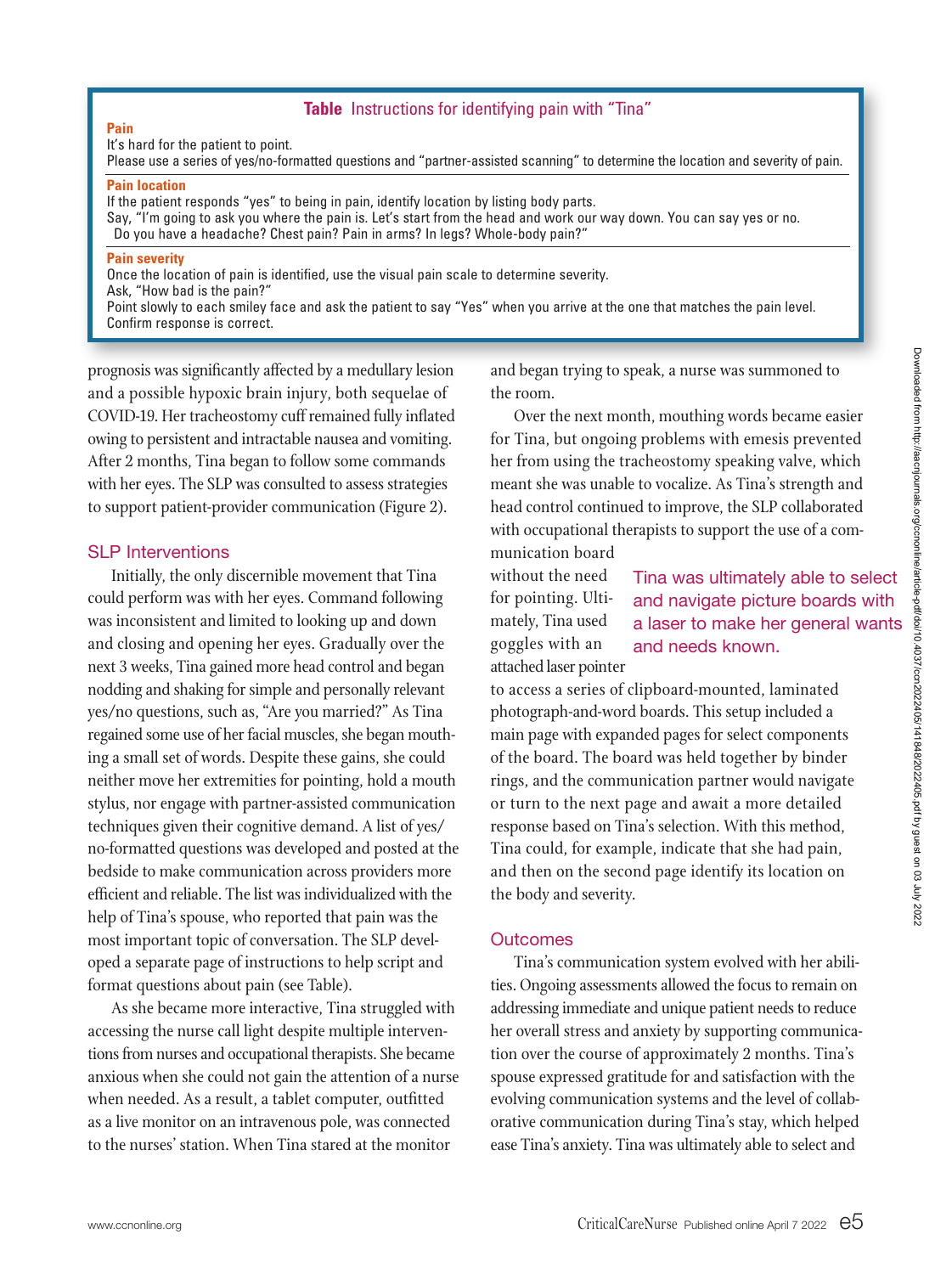**Table** Instructions for identifying pain with "Tina"

**Pain**

It's hard for the patient to point.
Please use a series of yes/no-formatted questions and "partner-assisted scanning" to determine the location and severity of pain.

**Pain location**

If the patient responds "yes" to being in pain, identify location by listing body parts.
Say, "I'm going to ask you where the pain is. Let's start from the head and work our way down. You can say yes or no. Do you have a headache? Chest pain? Pain in arms? In legs? Whole-body pain?"

**Pain severity**

Once the location of pain is identified, use the visual pain scale to determine severity.
Ask, "How bad is the pain?"
Point slowly to each smiley face and ask the patient to say "Yes" when you arrive at the one that matches the pain level.
Confirm response is correct.

prognosis was significantly affected by a medullary lesion and a possible hypoxic brain injury, both sequelae of COVID-19. Her tracheostomy cuff remained fully inflated owing to persistent and intractable nausea and vomiting. After 2 months, Tina began to follow some commands with her eyes. The SLP was consulted to assess strategies to support patient-provider communication (Figure 2).

## SLP Interventions

Initially, the only discernible movement that Tina could perform was with her eyes. Command following was inconsistent and limited to looking up and down and closing and opening her eyes. Gradually over the next 3 weeks, Tina gained more head control and began nodding and shaking for simple and personally relevant yes/no questions, such as, "Are you married?" As Tina regained some use of her facial muscles, she began mouthing a small set of words. Despite these gains, she could neither move her extremities for pointing, hold a mouth stylus, nor engage with partner-assisted communication techniques given their cognitive demand. A list of yes/no-formatted questions was developed and posted at the bedside to make communication across providers more efficient and reliable. The list was individualized with the help of Tina's spouse, who reported that pain was the most important topic of conversation. The SLP developed a separate page of instructions to help script and format questions about pain (see Table).

As she became more interactive, Tina struggled with accessing the nurse call light despite multiple interventions from nurses and occupational therapists. She became anxious when she could not gain the attention of a nurse when needed. As a result, a tablet computer, outfitted as a live monitor on an intravenous pole, was connected to the nurses' station. When Tina stared at the monitor and began trying to speak, a nurse was summoned to the room.

Over the next month, mouthing words became easier for Tina, but ongoing problems with emesis prevented her from using the tracheostomy speaking valve, which meant she was unable to vocalize. As Tina's strength and head control continued to improve, the SLP collaborated with occupational therapists to support the use of a communication board without the need for pointing. Ultimately, Tina used goggles with an attached laser pointer to access a series of clipboard-mounted, laminated photograph-and-word boards. This setup included a main page with expanded pages for select components of the board. The board was held together by binder rings, and the communication partner would navigate or turn to the next page and await a more detailed response based on Tina's selection. With this method, Tina could, for example, indicate that she had pain, and then on the second page identify its location on the body and severity.

> Tina was ultimately able to select and navigate picture boards with a laser to make her general wants and needs known.

## Outcomes

Tina's communication system evolved with her abilities. Ongoing assessments allowed the focus to remain on addressing immediate and unique patient needs to reduce her overall stress and anxiety by supporting communication over the course of approximately 2 months. Tina's spouse expressed gratitude for and satisfaction with the evolving communication systems and the level of collaborative communication during Tina's stay, which helped ease Tina's anxiety. Tina was ultimately able to select and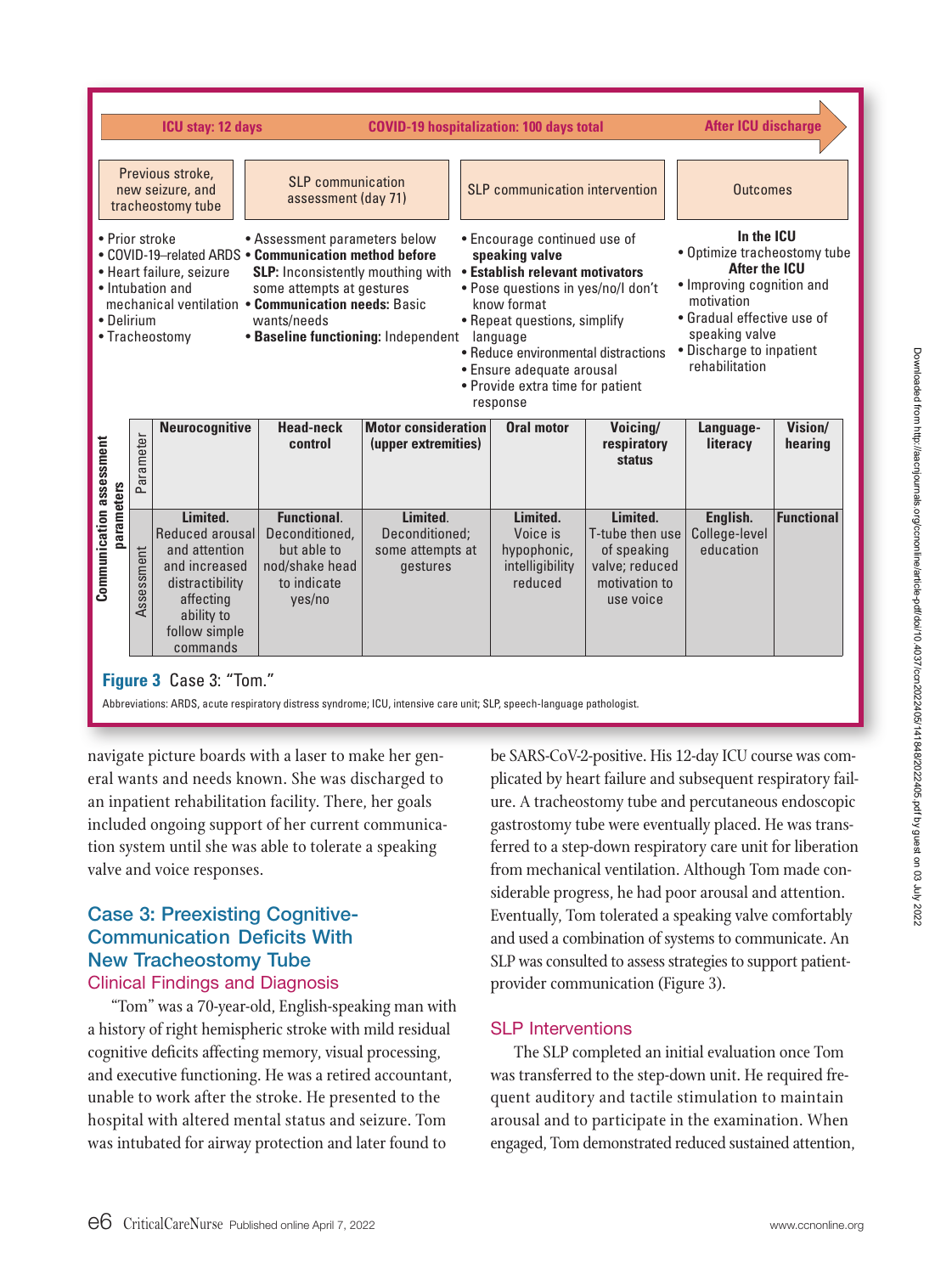**ICU stay: 12 days** | **COVID-19 hospitalization: 100 days total** | **After ICU discharge**

| Previous stroke, new seizure, and tracheostomy tube | SLP communication assessment (day 71) | SLP communication intervention | Outcomes |
| --- | --- | --- | --- |
| • Prior stroke<br>• COVID-19–related ARDS<br>• Heart failure, seizure<br>• Intubation and mechanical ventilation<br>• Delirium<br>• Tracheostomy | • Assessment parameters below<br>• **Communication method before SLP:** Inconsistently mouthing with some attempts at gestures<br>• **Communication needs:** Basic wants/needs<br>• **Baseline functioning:** Independent | • Encourage continued use of **speaking valve**<br>• **Establish relevant motivators**<br>• Pose questions in yes/no/I don't know format<br>• Repeat questions, simplify language<br>• Reduce environmental distractions<br>• Ensure adequate arousal<br>• Provide extra time for patient response | **In the ICU**<br>• Optimize tracheostomy tube<br>**After the ICU**<br>• Improving cognition and motivation<br>• Gradual effective use of speaking valve<br>• Discharge to inpatient rehabilitation |

**Communication assessment parameters**

| Parameter | Neurocognitive | Head-neck control | Motor consideration (upper extremities) | Oral motor | Voicing/ respiratory status | Language-literacy | Vision/ hearing |
| --- | --- | --- | --- | --- | --- | --- | --- |
| Assessment | **Limited.** Reduced arousal and attention and increased distractibility affecting ability to follow simple commands | **Functional.** Deconditioned, but able to nod/shake head to indicate yes/no | **Limited.** Deconditioned; some attempts at gestures | **Limited.** Voice is hypophonic, intelligibility reduced | **Limited.** T-tube then use of speaking valve; reduced motivation to use voice | **English.** College-level education | **Functional** |

**Figure 3** Case 3: "Tom."

Abbreviations: ARDS, acute respiratory distress syndrome; ICU, intensive care unit; SLP, speech-language pathologist.

navigate picture boards with a laser to make her general wants and needs known. She was discharged to an inpatient rehabilitation facility. There, her goals included ongoing support of her current communication system until she was able to tolerate a speaking valve and voice responses.

## Case 3: Preexisting Cognitive-Communication Deficits With New Tracheostomy Tube

### Clinical Findings and Diagnosis

"Tom" was a 70-year-old, English-speaking man with a history of right hemispheric stroke with mild residual cognitive deficits affecting memory, visual processing, and executive functioning. He was a retired accountant, unable to work after the stroke. He presented to the hospital with altered mental status and seizure. Tom was intubated for airway protection and later found to be SARS-CoV-2-positive. His 12-day ICU course was complicated by heart failure and subsequent respiratory failure. A tracheostomy tube and percutaneous endoscopic gastrostomy tube were eventually placed. He was transferred to a step-down respiratory care unit for liberation from mechanical ventilation. Although Tom made considerable progress, he had poor arousal and attention. Eventually, Tom tolerated a speaking valve comfortably and used a combination of systems to communicate. An SLP was consulted to assess strategies to support patient-provider communication (Figure 3).

### SLP Interventions

The SLP completed an initial evaluation once Tom was transferred to the step-down unit. He required frequent auditory and tactile stimulation to maintain arousal and to participate in the examination. When engaged, Tom demonstrated reduced sustained attention,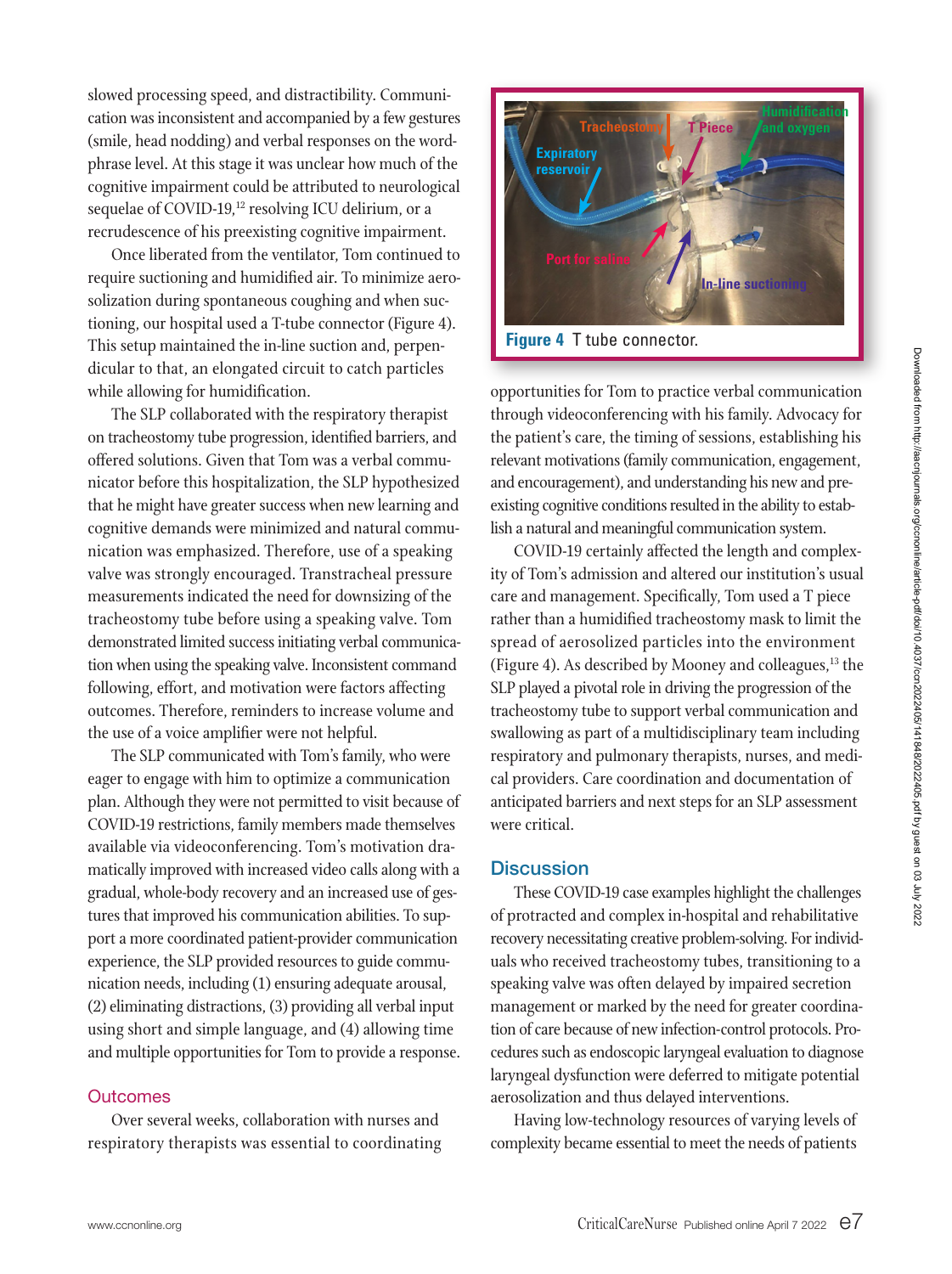slowed processing speed, and distractibility. Communication was inconsistent and accompanied by a few gestures (smile, head nodding) and verbal responses on the word-phrase level. At this stage it was unclear how much of the cognitive impairment could be attributed to neurological sequelae of COVID-19,[12] resolving ICU delirium, or a recrudescence of his preexisting cognitive impairment.

Once liberated from the ventilator, Tom continued to require suctioning and humidified air. To minimize aerosolization during spontaneous coughing and when suctioning, our hospital used a T-tube connector (Figure 4). This setup maintained the in-line suction and, perpendicular to that, an elongated circuit to catch particles while allowing for humidification.

The SLP collaborated with the respiratory therapist on tracheostomy tube progression, identified barriers, and offered solutions. Given that Tom was a verbal communicator before this hospitalization, the SLP hypothesized that he might have greater success when new learning and cognitive demands were minimized and natural communication was emphasized. Therefore, use of a speaking valve was strongly encouraged. Transtracheal pressure measurements indicated the need for downsizing of the tracheostomy tube before using a speaking valve. Tom demonstrated limited success initiating verbal communication when using the speaking valve. Inconsistent command following, effort, and motivation were factors affecting outcomes. Therefore, reminders to increase volume and the use of a voice amplifier were not helpful.

The SLP communicated with Tom's family, who were eager to engage with him to optimize a communication plan. Although they were not permitted to visit because of COVID-19 restrictions, family members made themselves available via videoconferencing. Tom's motivation dramatically improved with increased video calls along with a gradual, whole-body recovery and an increased use of gestures that improved his communication abilities. To support a more coordinated patient-provider communication experience, the SLP provided resources to guide communication needs, including (1) ensuring adequate arousal, (2) eliminating distractions, (3) providing all verbal input using short and simple language, and (4) allowing time and multiple opportunities for Tom to provide a response.

### Outcomes

Over several weeks, collaboration with nurses and respiratory therapists was essential to coordinating opportunities for Tom to practice verbal communication through videoconferencing with his family. Advocacy for the patient's care, the timing of sessions, establishing his relevant motivations (family communication, engagement, and encouragement), and understanding his new and preexisting cognitive conditions resulted in the ability to establish a natural and meaningful communication system.

**Figure 4** T tube connector.

COVID-19 certainly affected the length and complexity of Tom's admission and altered our institution's usual care and management. Specifically, Tom used a T piece rather than a humidified tracheostomy mask to limit the spread of aerosolized particles into the environment (Figure 4). As described by Mooney and colleagues,[13] the SLP played a pivotal role in driving the progression of the tracheostomy tube to support verbal communication and swallowing as part of a multidisciplinary team including respiratory and pulmonary therapists, nurses, and medical providers. Care coordination and documentation of anticipated barriers and next steps for an SLP assessment were critical.

## Discussion

These COVID-19 case examples highlight the challenges of protracted and complex in-hospital and rehabilitative recovery necessitating creative problem-solving. For individuals who received tracheostomy tubes, transitioning to a speaking valve was often delayed by impaired secretion management or marked by the need for greater coordination of care because of new infection-control protocols. Procedures such as endoscopic laryngeal evaluation to diagnose laryngeal dysfunction were deferred to mitigate potential aerosolization and thus delayed interventions.

Having low-technology resources of varying levels of complexity became essential to meet the needs of patients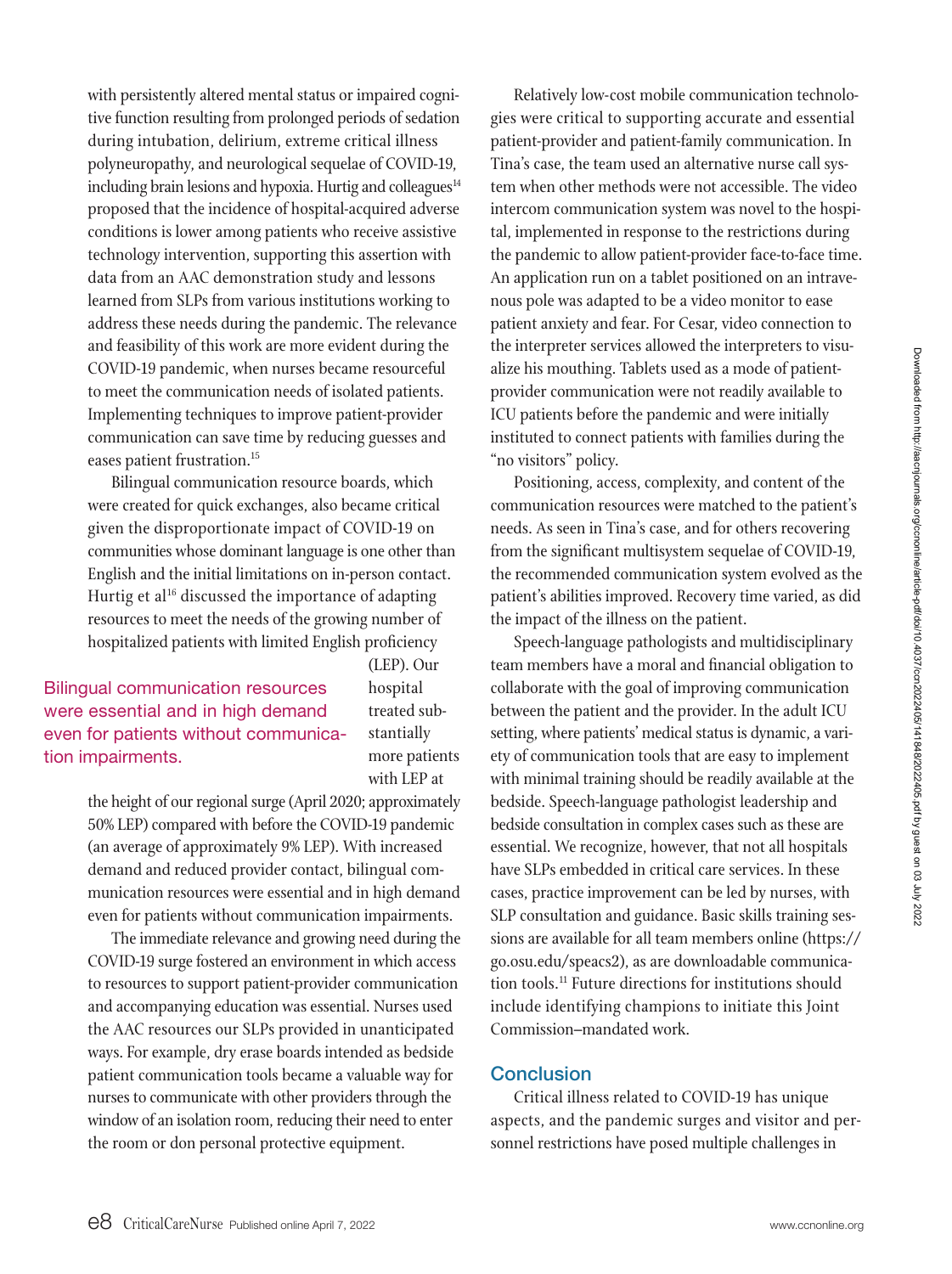with persistently altered mental status or impaired cognitive function resulting from prolonged periods of sedation during intubation, delirium, extreme critical illness polyneuropathy, and neurological sequelae of COVID-19, including brain lesions and hypoxia. Hurtig and colleagues[14] proposed that the incidence of hospital-acquired adverse conditions is lower among patients who receive assistive technology intervention, supporting this assertion with data from an AAC demonstration study and lessons learned from SLPs from various institutions working to address these needs during the pandemic. The relevance and feasibility of this work are more evident during the COVID-19 pandemic, when nurses became resourceful to meet the communication needs of isolated patients. Implementing techniques to improve patient-provider communication can save time by reducing guesses and eases patient frustration.[15]

Bilingual communication resource boards, which were created for quick exchanges, also became critical given the disproportionate impact of COVID-19 on communities whose dominant language is one other than English and the initial limitations on in-person contact. Hurtig et al[16] discussed the importance of adapting resources to meet the needs of the growing number of hospitalized patients with limited English proficiency (LEP). Our hospital treated substantially more patients with LEP at the height of our regional surge (April 2020; approximately 50% LEP) compared with before the COVID-19 pandemic (an average of approximately 9% LEP). With increased demand and reduced provider contact, bilingual communication resources were essential and in high demand even for patients without communication impairments.

> Bilingual communication resources were essential and in high demand even for patients without communication impairments.

The immediate relevance and growing need during the COVID-19 surge fostered an environment in which access to resources to support patient-provider communication and accompanying education was essential. Nurses used the AAC resources our SLPs provided in unanticipated ways. For example, dry erase boards intended as bedside patient communication tools became a valuable way for nurses to communicate with other providers through the window of an isolation room, reducing their need to enter the room or don personal protective equipment.

Relatively low-cost mobile communication technologies were critical to supporting accurate and essential patient-provider and patient-family communication. In Tina's case, the team used an alternative nurse call system when other methods were not accessible. The video intercom communication system was novel to the hospital, implemented in response to the restrictions during the pandemic to allow patient-provider face-to-face time. An application run on a tablet positioned on an intravenous pole was adapted to be a video monitor to ease patient anxiety and fear. For Cesar, video connection to the interpreter services allowed the interpreters to visualize his mouthing. Tablets used as a mode of patient-provider communication were not readily available to ICU patients before the pandemic and were initially instituted to connect patients with families during the "no visitors" policy.

Positioning, access, complexity, and content of the communication resources were matched to the patient's needs. As seen in Tina's case, and for others recovering from the significant multisystem sequelae of COVID-19, the recommended communication system evolved as the patient's abilities improved. Recovery time varied, as did the impact of the illness on the patient.

Speech-language pathologists and multidisciplinary team members have a moral and financial obligation to collaborate with the goal of improving communication between the patient and the provider. In the adult ICU setting, where patients' medical status is dynamic, a variety of communication tools that are easy to implement with minimal training should be readily available at the bedside. Speech-language pathologist leadership and bedside consultation in complex cases such as these are essential. We recognize, however, that not all hospitals have SLPs embedded in critical care services. In these cases, practice improvement can be led by nurses, with SLP consultation and guidance. Basic skills training sessions are available for all team members online (https://go.osu.edu/speacs2), as are downloadable communication tools.[11] Future directions for institutions should include identifying champions to initiate this Joint Commission–mandated work.

## Conclusion

Critical illness related to COVID-19 has unique aspects, and the pandemic surges and visitor and personnel restrictions have posed multiple challenges in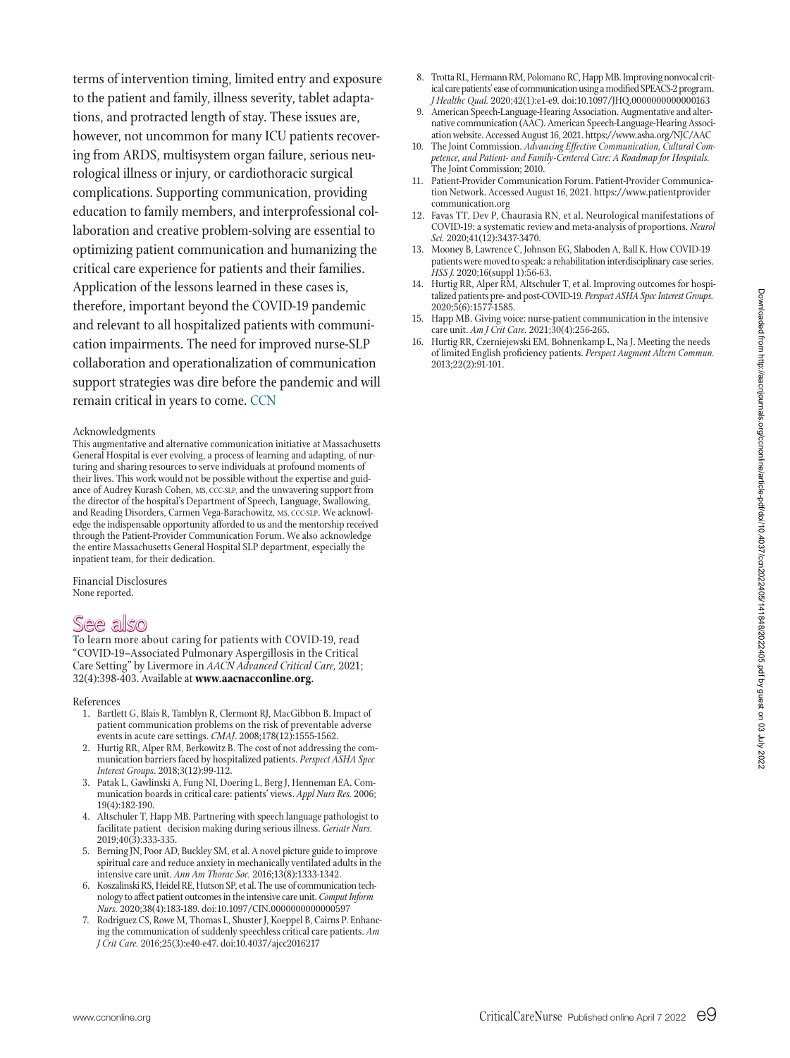terms of intervention timing, limited entry and exposure to the patient and family, illness severity, tablet adaptations, and protracted length of stay. These issues are, however, not uncommon for many ICU patients recovering from ARDS, multisystem organ failure, serious neurological illness or injury, or cardiothoracic surgical complications. Supporting communication, providing education to family members, and interprofessional collaboration and creative problem-solving are essential to optimizing patient communication and humanizing the critical care experience for patients and their families. Application of the lessons learned in these cases is, therefore, important beyond the COVID-19 pandemic and relevant to all hospitalized patients with communication impairments. The need for improved nurse-SLP collaboration and operationalization of communication support strategies was dire before the pandemic and will remain critical in years to come. CCN

## Acknowledgments

This augmentative and alternative communication initiative at Massachusetts General Hospital is ever evolving, a process of learning and adapting, of nurturing and sharing resources to serve individuals at profound moments of their lives. This work would not be possible without the expertise and guidance of Audrey Kurash Cohen, MS, CCC-SLP, and the unwavering support from the director of the hospital's Department of Speech, Language, Swallowing, and Reading Disorders, Carmen Vega-Barachowitz, MS, CCC-SLP. We acknowledge the indispensable opportunity afforded to us and the mentorship received through the Patient-Provider Communication Forum. We also acknowledge the entire Massachusetts General Hospital SLP department, especially the inpatient team, for their dedication.

## Financial Disclosures

None reported.

## See also

To learn more about caring for patients with COVID-19, read "COVID-19–Associated Pulmonary Aspergillosis in the Critical Care Setting" by Livermore in *AACN Advanced Critical Care,* 2021; 32(4):398-403. Available at **www.aacnacconline.org**.

## References

1. Bartlett G, Blais R, Tamblyn R, Clermont RJ, MacGibbon B. Impact of patient communication problems on the risk of preventable adverse events in acute care settings. *CMAJ*. 2008;178(12):1555-1562.
2. Hurtig RR, Alper RM, Berkowitz B. The cost of not addressing the communication barriers faced by hospitalized patients. *Perspect ASHA Spec Interest Groups*. 2018;3(12):99-112.
3. Patak L, Gawlinski A, Fung NI, Doering L, Berg J, Henneman EA. Communication boards in critical care: patients' views. *Appl Nurs Res.* 2006; 19(4):182-190.
4. Altschuler T, Happ MB. Partnering with speech language pathologist to facilitate patient decision making during serious illness. *Geriatr Nurs.* 2019;40(3):333-335.
5. Berning JN, Poor AD, Buckley SM, et al. A novel picture guide to improve spiritual care and reduce anxiety in mechanically ventilated adults in the intensive care unit. *Ann Am Thorac Soc.* 2016;13(8):1333-1342.
6. Koszalinski RS, Heidel RE, Hutson SP, et al. The use of communication technology to affect patient outcomes in the intensive care unit. *Comput Inform Nurs.* 2020;38(4):183-189. doi:10.1097/CIN.0000000000000597
7. Rodriguez CS, Rowe M, Thomas L, Shuster J, Koeppel B, Cairns P. Enhancing the communication of suddenly speechless critical care patients. *Am J Crit Care.* 2016;25(3):e40-e47. doi:10.4037/ajcc2016217
8. Trotta RL, Hermann RM, Polomano RC, Happ MB. Improving nonvocal critical care patients' ease of communication using a modified SPEACS-2 program. *J Healthc Qual.* 2020;42(1):e1-e9. doi:10.1097/JHQ.0000000000000163
9. American Speech-Language-Hearing Association. Augmentative and alternative communication (AAC). American Speech-Language-Hearing Association website. Accessed August 16, 2021. https://www.asha.org/NJC/AAC
10. The Joint Commission. *Advancing Effective Communication, Cultural Competence, and Patient- and Family-Centered Care: A Roadmap for Hospitals.* The Joint Commission; 2010.
11. Patient-Provider Communication Forum. Patient-Provider Communication Network. Accessed August 16, 2021. https://www.patientprovidercommunication.org
12. Favas TT, Dev P, Chaurasia RN, et al. Neurological manifestations of COVID-19: a systematic review and meta-analysis of proportions. *Neurol Sci.* 2020;41(12):3437-3470.
13. Mooney B, Lawrence C, Johnson EG, Slaboden A, Ball K. How COVID-19 patients were moved to speak: a rehabilitation interdisciplinary case series. *HSS J.* 2020;16(suppl 1):56-63.
14. Hurtig RR, Alper RM, Altschuler T, et al. Improving outcomes for hospitalized patients pre- and post-COVID-19. *Perspect ASHA Spec Interest Groups.* 2020;5(6):1577-1585.
15. Happ MB. Giving voice: nurse-patient communication in the intensive care unit. *Am J Crit Care.* 2021;30(4):256-265.
16. Hurtig RR, Czerniejewski EM, Bohnenkamp L, Na J. Meeting the needs of limited English proficiency patients. *Perspect Augment Altern Commun.* 2013;22(2):91-101.